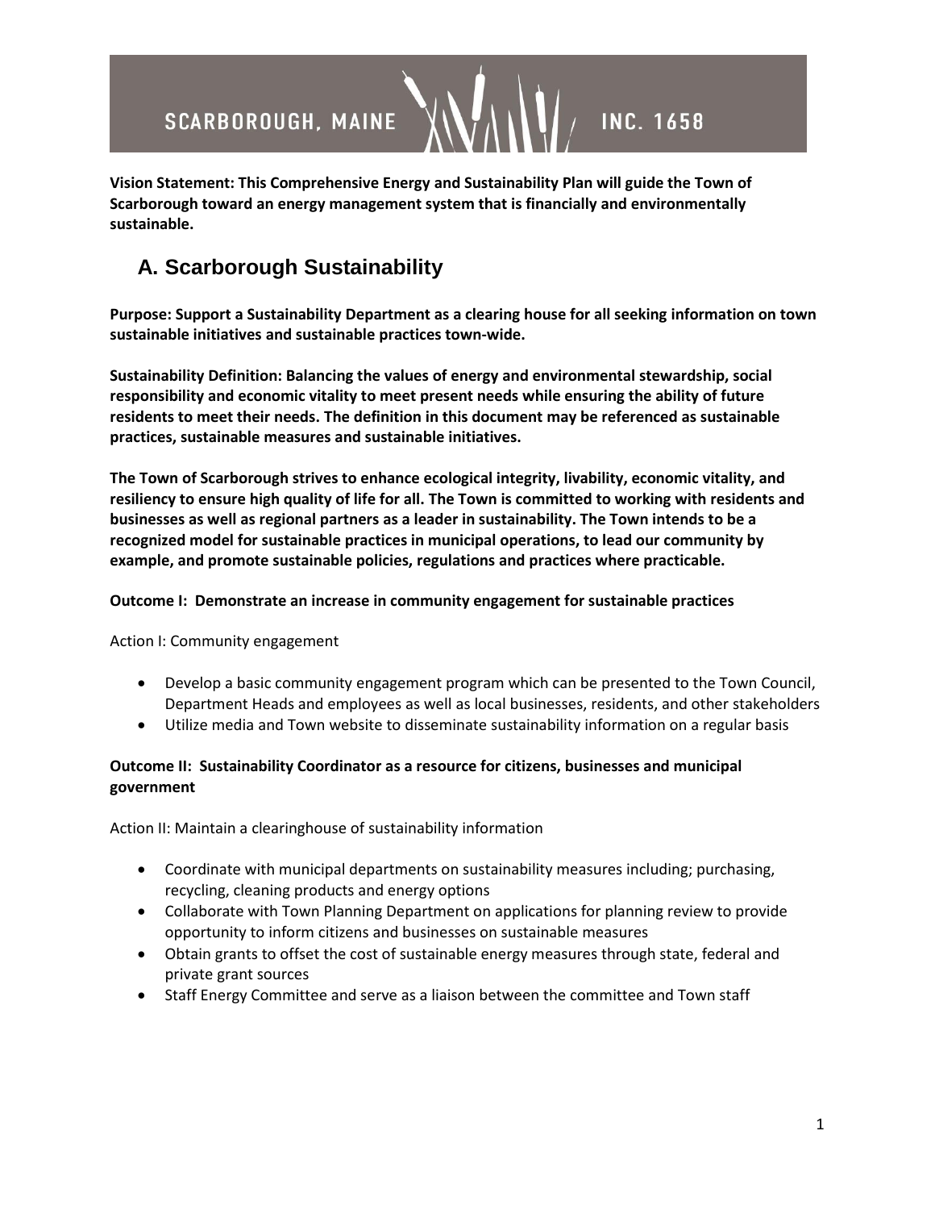SCARBOROUGH, MAINE INC. 1658

**Vision Statement: This Comprehensive Energy and Sustainability Plan will guide the Town of Scarborough toward an energy management system that is financially and environmentally sustainable.**

## A. Scarborough Sustainability

**Purpose: Support a Sustainability Department as a clearing house for all seeking information on town sustainable initiatives and sustainable practices town-wide.**

**Sustainability Definition: Balancing the values of energy and environmental stewardship, social responsibility and economic vitality to meet present needs while ensuring the ability of future residents to meet their needs. The definition in this document may be referenced as sustainable practices, sustainable measures and sustainable initiatives.**

**The Town of Scarborough strives to enhance ecological integrity, livability, economic vitality, and resiliency to ensure high quality of life for all. The Town is committed to working with residents and businesses as well as regional partners as a leader in sustainability. The Town intends to be a recognized model for sustainable practices in municipal operations, to lead our community by example, and promote sustainable policies, regulations and practices where practicable.**

**Outcome I: Demonstrate an increase in community engagement for sustainable practices**

Action I: Community engagement

- Develop a basic community engagement program which can be presented to the Town Council, Department Heads and employees as well as local businesses, residents, and other stakeholders
- Utilize media and Town website to disseminate sustainability information on a regular basis

**Outcome II: Sustainability Coordinator as a resource for citizens, businesses and municipal government**

Action II: Maintain a clearinghouse of sustainability information

- Coordinate with municipal departments on sustainability measures including; purchasing, recycling, cleaning products and energy options
- Collaborate with Town Planning Department on applications for planning review to provide opportunity to inform citizens and businesses on sustainable measures
- Obtain grants to offset the cost of sustainable energy measures through state, federal and private grant sources
- Staff Energy Committee and serve as a liaison between the committee and Town staff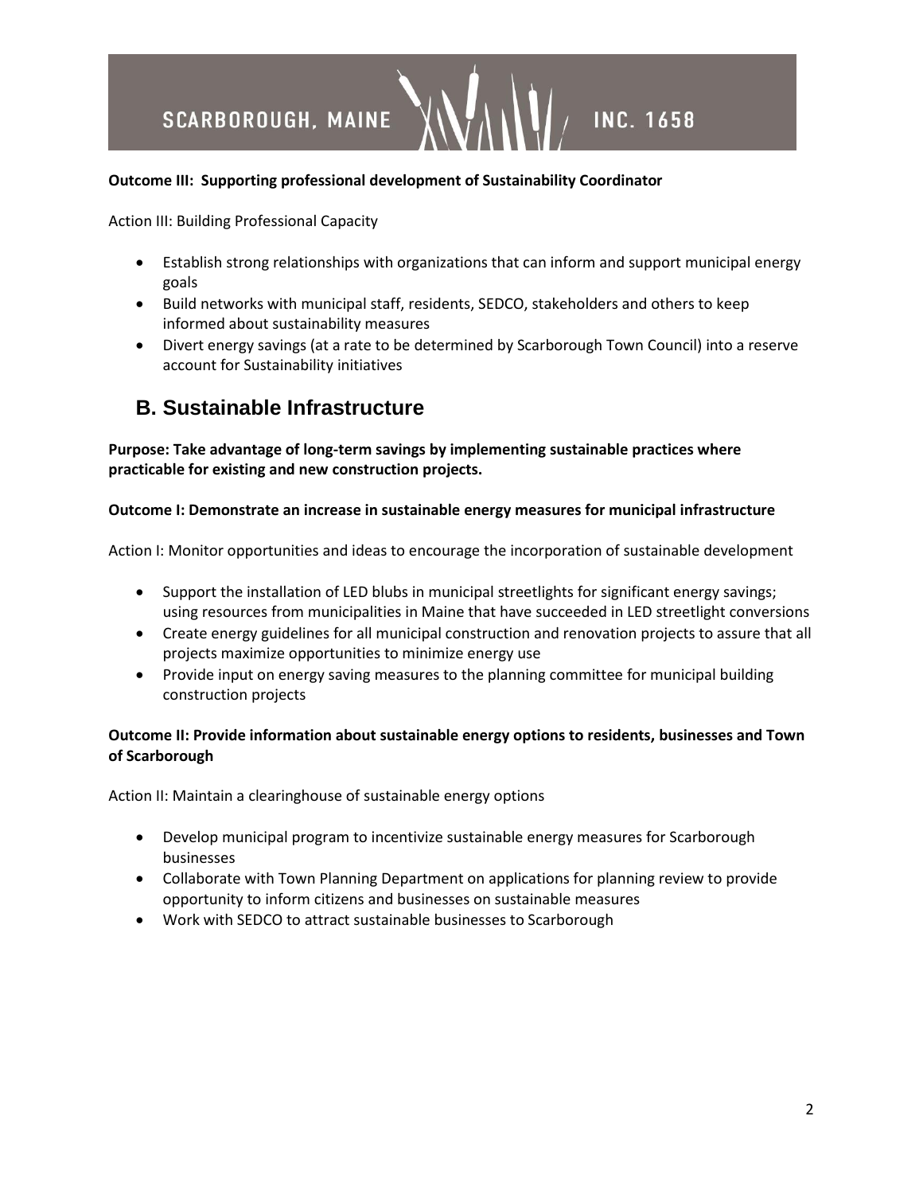**Outcome III: Supporting professional development of Sustainability Coordinator**

Action III: Building Professional Capacity

- Establish strong relationships with organizations that can inform and support municipal energy goals
- Build networks with municipal staff, residents, SEDCO, stakeholders and others to keep informed about sustainability measures
- Divert energy savings (at a rate to be determined by Scarborough Town Council) into a reserve account for Sustainability initiatives

## B. Sustainable Infrastructure

**Purpose: Take advantage of long-term savings by implementing sustainable practices where practicable for existing and new construction projects.**

**Outcome I: Demonstrate an increase in sustainable energy measures for municipal infrastructure**

Action I: Monitor opportunities and ideas to encourage the incorporation of sustainable development

- Support the installation of LED blubs in municipal streetlights for significant energy savings; using resources from municipalities in Maine that have succeeded in LED streetlight conversions
- Create energy guidelines for all municipal construction and renovation projects to assure that all projects maximize opportunities to minimize energy use
- Provide input on energy saving measures to the planning committee for municipal building construction projects

**Outcome II: Provide information about sustainable energy options to residents, businesses and Town of Scarborough**

Action II: Maintain a clearinghouse of sustainable energy options

- Develop municipal program to incentivize sustainable energy measures for Scarborough businesses
- Collaborate with Town Planning Department on applications for planning review to provide opportunity to inform citizens and businesses on sustainable measures
- Work with SEDCO to attract sustainable businesses to Scarborough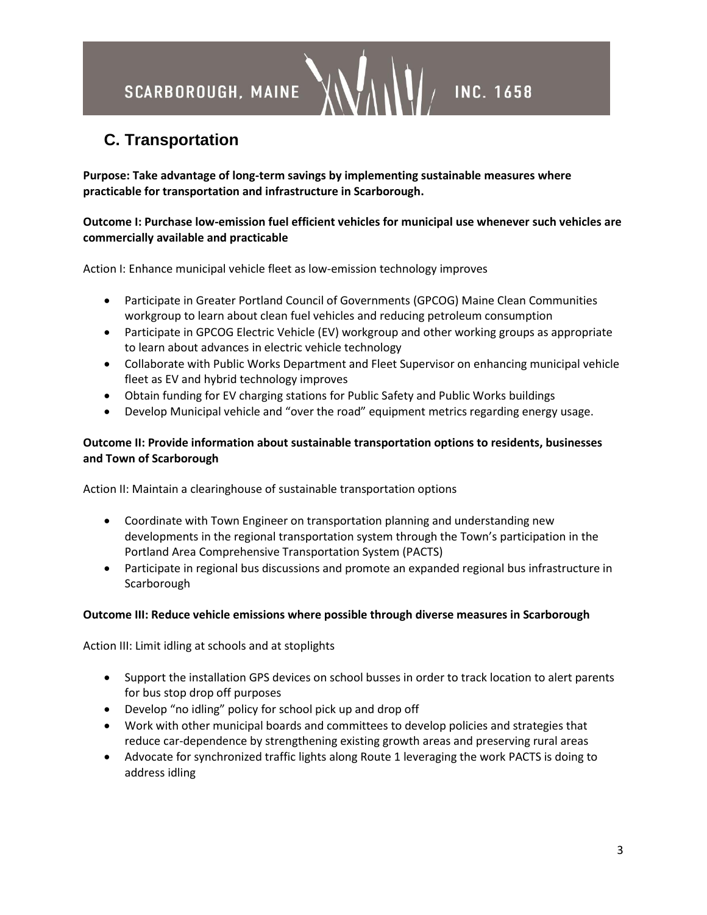## C. Transportation

**Purpose: Take advantage of long-term savings by implementing sustainable measures where practicable for transportation and infrastructure in Scarborough.**

**Outcome I: Purchase low-emission fuel efficient vehicles for municipal use whenever such vehicles are commercially available and practicable**

Action I: Enhance municipal vehicle fleet as low-emission technology improves

- Participate in Greater Portland Council of Governments (GPCOG) Maine Clean Communities workgroup to learn about clean fuel vehicles and reducing petroleum consumption
- Participate in GPCOG Electric Vehicle (EV) workgroup and other working groups as appropriate to learn about advances in electric vehicle technology
- Collaborate with Public Works Department and Fleet Supervisor on enhancing municipal vehicle fleet as EV and hybrid technology improves
- Obtain funding for EV charging stations for Public Safety and Public Works buildings
- Develop Municipal vehicle and "over the road" equipment metrics regarding energy usage.

**Outcome II: Provide information about sustainable transportation options to residents, businesses and Town of Scarborough**

Action II: Maintain a clearinghouse of sustainable transportation options

- Coordinate with Town Engineer on transportation planning and understanding new developments in the regional transportation system through the Town's participation in the Portland Area Comprehensive Transportation System (PACTS)
- Participate in regional bus discussions and promote an expanded regional bus infrastructure in Scarborough

**Outcome III: Reduce vehicle emissions where possible through diverse measures in Scarborough**

Action III: Limit idling at schools and at stoplights

- Support the installation GPS devices on school busses in order to track location to alert parents for bus stop drop off purposes
- Develop "no idling" policy for school pick up and drop off
- Work with other municipal boards and committees to develop policies and strategies that reduce car-dependence by strengthening existing growth areas and preserving rural areas
- Advocate for synchronized traffic lights along Route 1 leveraging the work PACTS is doing to address idling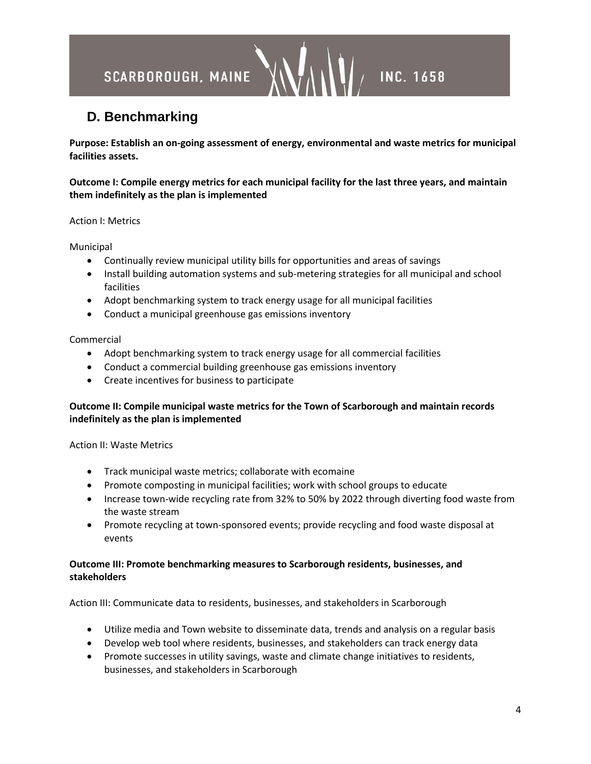## D. Benchmarking

**Purpose: Establish an on-going assessment of energy, environmental and waste metrics for municipal facilities assets.**

**Outcome I: Compile energy metrics for each municipal facility for the last three years, and maintain them indefinitely as the plan is implemented**

Action I: Metrics

Municipal

- Continually review municipal utility bills for opportunities and areas of savings
- Install building automation systems and sub-metering strategies for all municipal and school facilities
- Adopt benchmarking system to track energy usage for all municipal facilities
- Conduct a municipal greenhouse gas emissions inventory

Commercial

- Adopt benchmarking system to track energy usage for all commercial facilities
- Conduct a commercial building greenhouse gas emissions inventory
- Create incentives for business to participate

**Outcome II: Compile municipal waste metrics for the Town of Scarborough and maintain records indefinitely as the plan is implemented**

Action II: Waste Metrics

- Track municipal waste metrics; collaborate with ecomaine
- Promote composting in municipal facilities; work with school groups to educate
- Increase town-wide recycling rate from 32% to 50% by 2022 through diverting food waste from the waste stream
- Promote recycling at town-sponsored events; provide recycling and food waste disposal at events

**Outcome III: Promote benchmarking measures to Scarborough residents, businesses, and stakeholders**

Action III: Communicate data to residents, businesses, and stakeholders in Scarborough

- Utilize media and Town website to disseminate data, trends and analysis on a regular basis
- Develop web tool where residents, businesses, and stakeholders can track energy data
- Promote successes in utility savings, waste and climate change initiatives to residents, businesses, and stakeholders in Scarborough